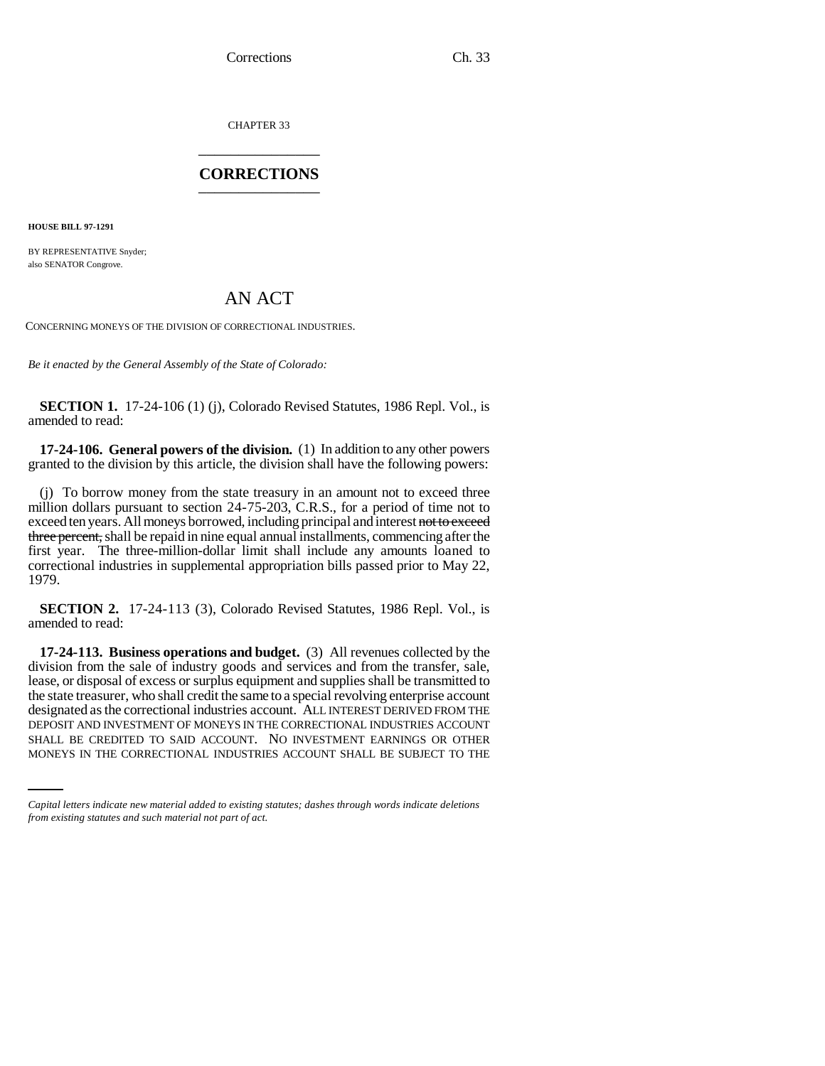CHAPTER 33

## CORRECTIONS

**HOUSE BILL 97-1291**

BY REPRESENTATIVE Snyder;
also SENATOR Congrove.

# AN ACT

CONCERNING MONEYS OF THE DIVISION OF CORRECTIONAL INDUSTRIES.

*Be it enacted by the General Assembly of the State of Colorado:*

**SECTION 1.** 17-24-106 (1) (j), Colorado Revised Statutes, 1986 Repl. Vol., is amended to read:

**17-24-106. General powers of the division.** (1) In addition to any other powers granted to the division by this article, the division shall have the following powers:

(j) To borrow money from the state treasury in an amount not to exceed three million dollars pursuant to section 24-75-203, C.R.S., for a period of time not to exceed ten years. All moneys borrowed, including principal and interest ~~not to exceed three percent,~~ shall be repaid in nine equal annual installments, commencing after the first year. The three-million-dollar limit shall include any amounts loaned to correctional industries in supplemental appropriation bills passed prior to May 22, 1979.

**SECTION 2.** 17-24-113 (3), Colorado Revised Statutes, 1986 Repl. Vol., is amended to read:

**17-24-113. Business operations and budget.** (3) All revenues collected by the division from the sale of industry goods and services and from the transfer, sale, lease, or disposal of excess or surplus equipment and supplies shall be transmitted to the state treasurer, who shall credit the same to a special revolving enterprise account designated as the correctional industries account. ALL INTEREST DERIVED FROM THE DEPOSIT AND INVESTMENT OF MONEYS IN THE CORRECTIONAL INDUSTRIES ACCOUNT SHALL BE CREDITED TO SAID ACCOUNT. NO INVESTMENT EARNINGS OR OTHER MONEYS IN THE CORRECTIONAL INDUSTRIES ACCOUNT SHALL BE SUBJECT TO THE

*Capital letters indicate new material added to existing statutes; dashes through words indicate deletions from existing statutes and such material not part of act.*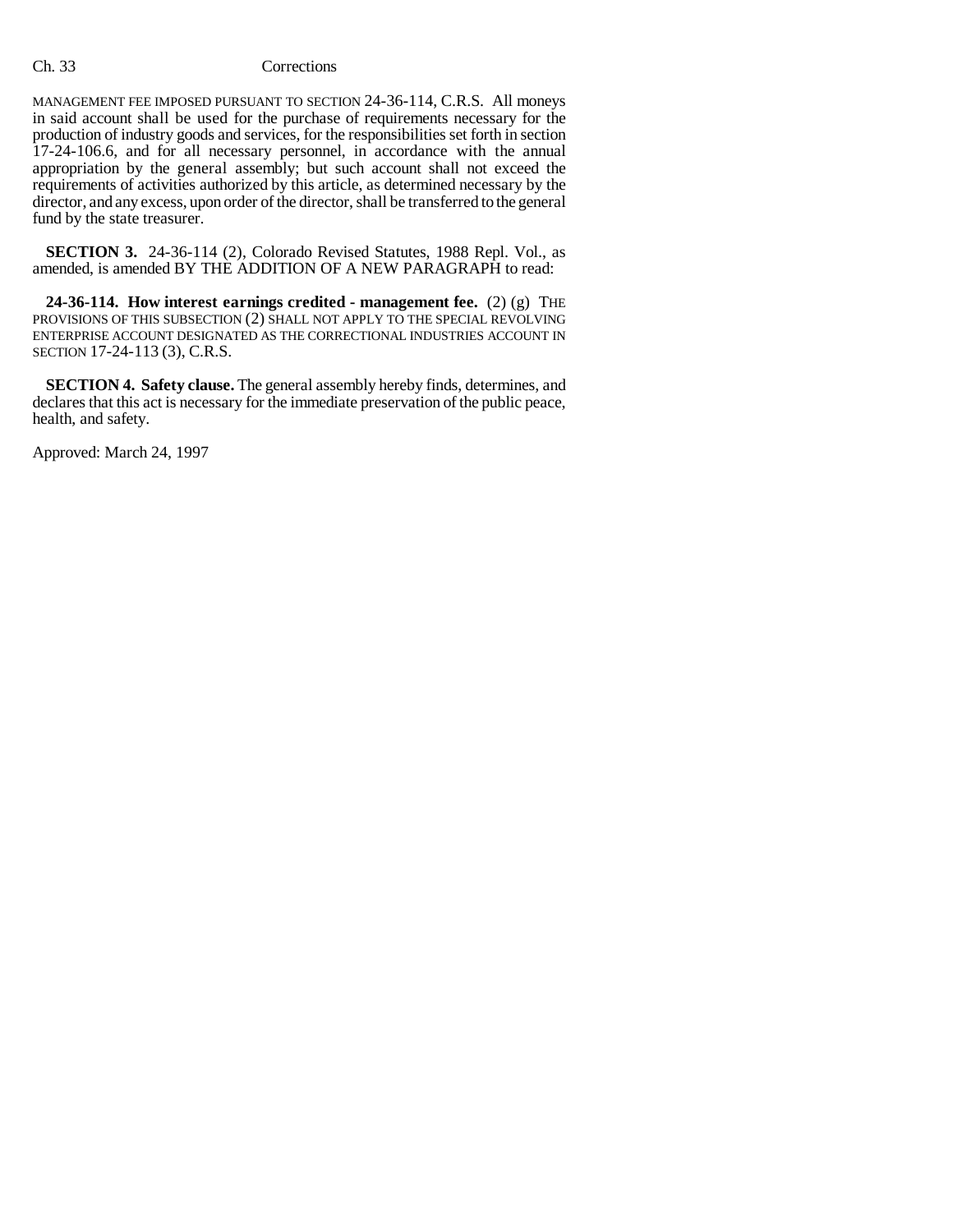MANAGEMENT FEE IMPOSED PURSUANT TO SECTION 24-36-114, C.R.S. All moneys in said account shall be used for the purchase of requirements necessary for the production of industry goods and services, for the responsibilities set forth in section 17-24-106.6, and for all necessary personnel, in accordance with the annual appropriation by the general assembly; but such account shall not exceed the requirements of activities authorized by this article, as determined necessary by the director, and any excess, upon order of the director, shall be transferred to the general fund by the state treasurer.

**SECTION 3.** 24-36-114 (2), Colorado Revised Statutes, 1988 Repl. Vol., as amended, is amended BY THE ADDITION OF A NEW PARAGRAPH to read:

**24-36-114. How interest earnings credited - management fee.** (2) (g) THE PROVISIONS OF THIS SUBSECTION (2) SHALL NOT APPLY TO THE SPECIAL REVOLVING ENTERPRISE ACCOUNT DESIGNATED AS THE CORRECTIONAL INDUSTRIES ACCOUNT IN SECTION 17-24-113 (3), C.R.S.

**SECTION 4. Safety clause.** The general assembly hereby finds, determines, and declares that this act is necessary for the immediate preservation of the public peace, health, and safety.

Approved: March 24, 1997